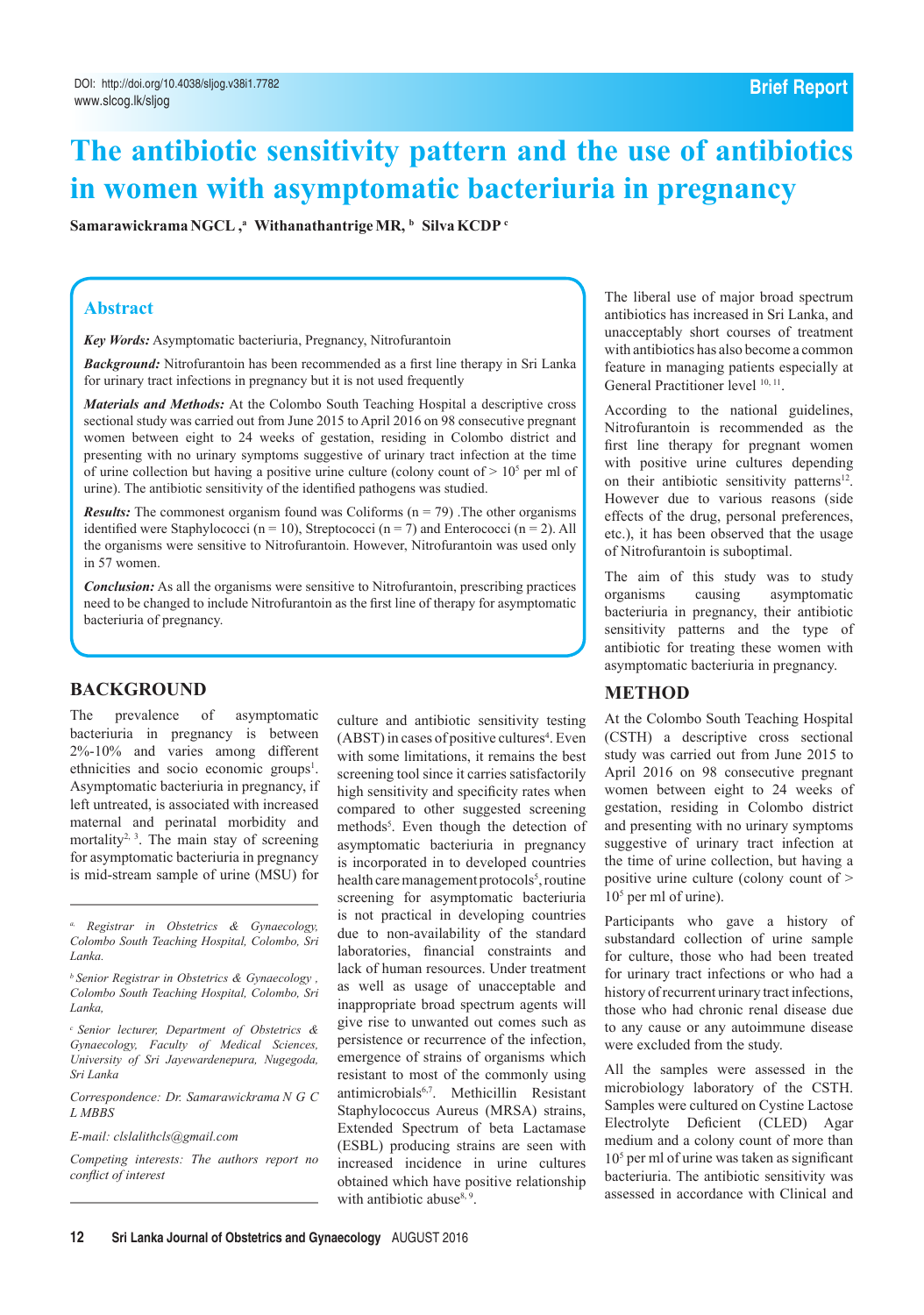DOI: http://doi.org/10.4038/sljog.v38i1.7782
www.slcog.lk/sljog

Brief Report

# The antibiotic sensitivity pattern and the use of antibiotics in women with asymptomatic bacteriuria in pregnancy

**Samarawickrama NGCL ,[a] Withanathantrige MR, [b] Silva KCDP [c]**

## Abstract

***Key Words:*** Asymptomatic bacteriuria, Pregnancy, Nitrofurantoin

***Background:*** Nitrofurantoin has been recommended as a first line therapy in Sri Lanka for urinary tract infections in pregnancy but it is not used frequently

***Materials and Methods:*** At the Colombo South Teaching Hospital a descriptive cross sectional study was carried out from June 2015 to April 2016 on 98 consecutive pregnant women between eight to 24 weeks of gestation, residing in Colombo district and presenting with no urinary symptoms suggestive of urinary tract infection at the time of urine collection but having a positive urine culture (colony count of > $10^5$ per ml of urine). The antibiotic sensitivity of the identified pathogens was studied.

***Results:*** The commonest organism found was Coliforms (n = 79) .The other organisms identified were Staphylococci (n = 10), Streptococci (n = 7) and Enterococci (n = 2). All the organisms were sensitive to Nitrofurantoin. However, Nitrofurantoin was used only in 57 women.

***Conclusion:*** As all the organisms were sensitive to Nitrofurantoin, prescribing practices need to be changed to include Nitrofurantoin as the first line of therapy for asymptomatic bacteriuria of pregnancy.

## BACKGROUND

The prevalence of asymptomatic bacteriuria in pregnancy is between 2%-10% and varies among different ethnicities and socio economic groups[1]. Asymptomatic bacteriuria in pregnancy, if left untreated, is associated with increased maternal and perinatal morbidity and mortality[2, 3]. The main stay of screening for asymptomatic bacteriuria in pregnancy is mid-stream sample of urine (MSU) for culture and antibiotic sensitivity testing (ABST) in cases of positive cultures[4]. Even with some limitations, it remains the best screening tool since it carries satisfactorily high sensitivity and specificity rates when compared to other suggested screening methods[5]. Even though the detection of asymptomatic bacteriuria in pregnancy is incorporated in to developed countries health care management protocols[5], routine screening for asymptomatic bacteriuria is not practical in developing countries due to non-availability of the standard laboratories, financial constraints and lack of human resources. Under treatment as well as usage of unacceptable and inappropriate broad spectrum agents will give rise to unwanted out comes such as persistence or recurrence of the infection, emergence of strains of organisms which resistant to most of the commonly using antimicrobials[6,7]. Methicillin Resistant Staphylococcus Aureus (MRSA) strains, Extended Spectrum of beta Lactamase (ESBL) producing strains are seen with increased incidence in urine cultures obtained which have positive relationship with antibiotic abuse[8, 9].

The liberal use of major broad spectrum antibiotics has increased in Sri Lanka, and unacceptably short courses of treatment with antibiotics has also become a common feature in managing patients especially at General Practitioner level [10, 11].

According to the national guidelines, Nitrofurantoin is recommended as the first line therapy for pregnant women with positive urine cultures depending on their antibiotic sensitivity patterns[12]. However due to various reasons (side effects of the drug, personal preferences, etc.), it has been observed that the usage of Nitrofurantoin is suboptimal.

The aim of this study was to study organisms causing asymptomatic bacteriuria in pregnancy, their antibiotic sensitivity patterns and the type of antibiotic for treating these women with asymptomatic bacteriuria in pregnancy.

## METHOD

At the Colombo South Teaching Hospital (CSTH) a descriptive cross sectional study was carried out from June 2015 to April 2016 on 98 consecutive pregnant women between eight to 24 weeks of gestation, residing in Colombo district and presenting with no urinary symptoms suggestive of urinary tract infection at the time of urine collection, but having a positive urine culture (colony count of > $10^5$ per ml of urine).

Participants who gave a history of substandard collection of urine sample for culture, those who had been treated for urinary tract infections or who had a history of recurrent urinary tract infections, those who had chronic renal disease due to any cause or any autoimmune disease were excluded from the study.

All the samples were assessed in the microbiology laboratory of the CSTH. Samples were cultured on Cystine Lactose Electrolyte Deficient (CLED) Agar medium and a colony count of more than $10^5$ per ml of urine was taken as significant bacteriuria. The antibiotic sensitivity was assessed in accordance with Clinical and

---

*[a] Registrar in Obstetrics & Gynaecology, Colombo South Teaching Hospital, Colombo, Sri Lanka.*

*[b] Senior Registrar in Obstetrics & Gynaecology , Colombo South Teaching Hospital, Colombo, Sri Lanka,*

*[c] Senior lecturer, Department of Obstetrics & Gynaecology, Faculty of Medical Sciences, University of Sri Jayewardenepura, Nugegoda, Sri Lanka*

*Correspondence: Dr. Samarawickrama N G C L MBBS*

*E-mail: clslalithcls@gmail.com*

*Competing interests: The authors report no conflict of interest*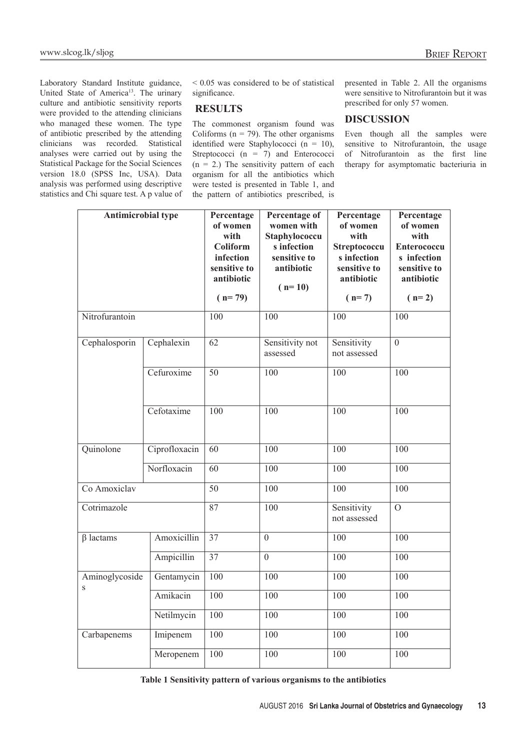Laboratory Standard Institute guidance, United State of America[13]. The urinary culture and antibiotic sensitivity reports were provided to the attending clinicians who managed these women. The type of antibiotic prescribed by the attending clinicians was recorded. Statistical analyses were carried out by using the Statistical Package for the Social Sciences version 18.0 (SPSS Inc, USA). Data analysis was performed using descriptive statistics and Chi square test. A p value of < 0.05 was considered to be of statistical significance.

## RESULTS

The commonest organism found was Coliforms (n = 79). The other organisms identified were Staphylococci (n = 10), Streptococci (n = 7) and Enterococci (n = 2.) The sensitivity pattern of each organism for all the antibiotics which were tested is presented in Table 1, and the pattern of antibiotics prescribed, is presented in Table 2. All the organisms were sensitive to Nitrofurantoin but it was prescribed for only 57 women.

## DISCUSSION

Even though all the samples were sensitive to Nitrofurantoin, the usage of Nitrofurantoin as the first line therapy for asymptomatic bacteriuria in

| Antimicrobial type | | Percentage of women with Coliform infection sensitive to antibiotic ( n= 79) | Percentage of women with Staphylococcus infection sensitive to antibiotic ( n= 10) | Percentage of women with Streptococcus infection sensitive to antibiotic ( n= 7) | Percentage of women with Enterococcus infection sensitive to antibiotic ( n= 2) |
|---|---|---|---|---|---|
| Nitrofurantoin | | 100 | 100 | 100 | 100 |
| Cephalosporin | Cephalexin | 62 | Sensitivity not assessed | Sensitivity not assessed | 0 |
| | Cefuroxime | 50 | 100 | 100 | 100 |
| | Cefotaxime | 100 | 100 | 100 | 100 |
| Quinolone | Ciprofloxacin | 60 | 100 | 100 | 100 |
| | Norfloxacin | 60 | 100 | 100 | 100 |
| Co Amoxiclav | | 50 | 100 | 100 | 100 |
| Cotrimazole | | 87 | 100 | Sensitivity not assessed | O |
| β lactams | Amoxicillin | 37 | 0 | 100 | 100 |
| | Ampicillin | 37 | 0 | 100 | 100 |
| Aminoglycosides | Gentamycin | 100 | 100 | 100 | 100 |
| | Amikacin | 100 | 100 | 100 | 100 |
| | Netilmycin | 100 | 100 | 100 | 100 |
| Carbapenems | Imipenem | 100 | 100 | 100 | 100 |
| | Meropenem | 100 | 100 | 100 | 100 |

**Table 1 Sensitivity pattern of various organisms to the antibiotics**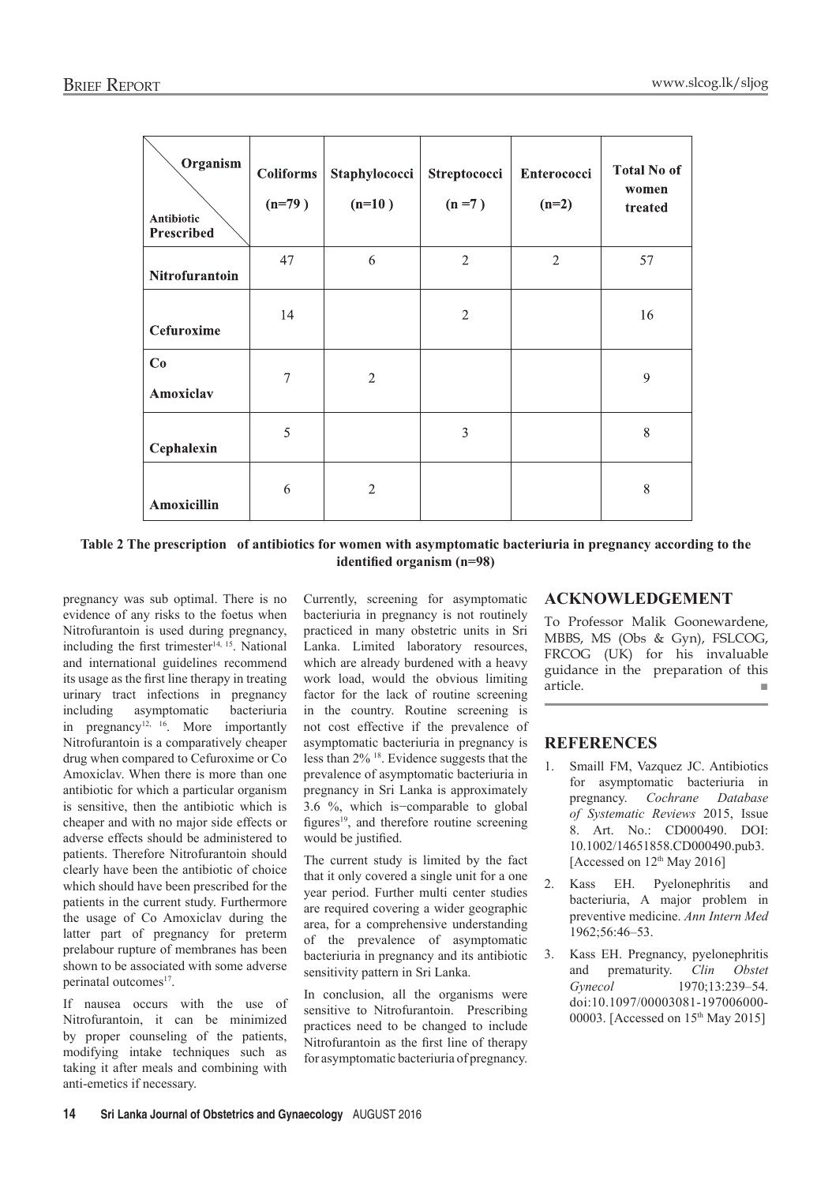| Organism / Antibiotic Prescribed | Coliforms (n=79 ) | Staphylococci (n=10 ) | Streptococci (n =7 ) | Enterococci (n=2) | Total No of women treated |
|---|---|---|---|---|---|
| **Nitrofurantoin** | 47 | 6 | 2 | 2 | 57 |
| **Cefuroxime** | 14 | | 2 | | 16 |
| **Co Amoxiclav** | 7 | 2 | | | 9 |
| **Cephalexin** | 5 | | 3 | | 8 |
| **Amoxicillin** | 6 | 2 | | | 8 |

**Table 2 The prescription of antibiotics for women with asymptomatic bacteriuria in pregnancy according to the identified organism (n=98)**

pregnancy was sub optimal. There is no evidence of any risks to the foetus when Nitrofurantoin is used during pregnancy, including the first trimester[14, 15]. National and international guidelines recommend its usage as the first line therapy in treating urinary tract infections in pregnancy including asymptomatic bacteriuria in pregnancy[12, 16]. More importantly Nitrofurantoin is a comparatively cheaper drug when compared to Cefuroxime or Co Amoxiclav. When there is more than one antibiotic for which a particular organism is sensitive, then the antibiotic which is cheaper and with no major side effects or adverse effects should be administered to patients. Therefore Nitrofurantoin should clearly have been the antibiotic of choice which should have been prescribed for the patients in the current study. Furthermore the usage of Co Amoxiclav during the latter part of pregnancy for preterm prelabour rupture of membranes has been shown to be associated with some adverse perinatal outcomes[17].

If nausea occurs with the use of Nitrofurantoin, it can be minimized by proper counseling of the patients, modifying intake techniques such as taking it after meals and combining with anti-emetics if necessary.

Currently, screening for asymptomatic bacteriuria in pregnancy is not routinely practiced in many obstetric units in Sri Lanka. Limited laboratory resources, which are already burdened with a heavy work load, would the obvious limiting factor for the lack of routine screening in the country. Routine screening is not cost effective if the prevalence of asymptomatic bacteriuria in pregnancy is less than 2% [18]. Evidence suggests that the prevalence of asymptomatic bacteriuria in pregnancy in Sri Lanka is approximately 3.6 %, which is−comparable to global figures[19], and therefore routine screening would be justified.

The current study is limited by the fact that it only covered a single unit for a one year period. Further multi center studies are required covering a wider geographic area, for a comprehensive understanding of the prevalence of asymptomatic bacteriuria in pregnancy and its antibiotic sensitivity pattern in Sri Lanka.

In conclusion, all the organisms were sensitive to Nitrofurantoin. Prescribing practices need to be changed to include Nitrofurantoin as the first line of therapy for asymptomatic bacteriuria of pregnancy.

## ACKNOWLEDGEMENT

To Professor Malik Goonewardene, MBBS, MS (Obs & Gyn), FSLCOG, FRCOG (UK) for his invaluable guidance in the preparation of this article.

## REFERENCES

1. Smaill FM, Vazquez JC. Antibiotics for asymptomatic bacteriuria in pregnancy. *Cochrane Database of Systematic Reviews* 2015, Issue 8. Art. No.: CD000490. DOI: 10.1002/14651858.CD000490.pub3. [Accessed on 12th May 2016]
2. Kass EH. Pyelonephritis and bacteriuria, A major problem in preventive medicine. *Ann Intern Med* 1962;56:46–53.
3. Kass EH. Pregnancy, pyelonephritis and prematurity. *Clin Obstet Gynecol* 1970;13:239–54. doi:10.1097/00003081-197006000-00003. [Accessed on 15th May 2015]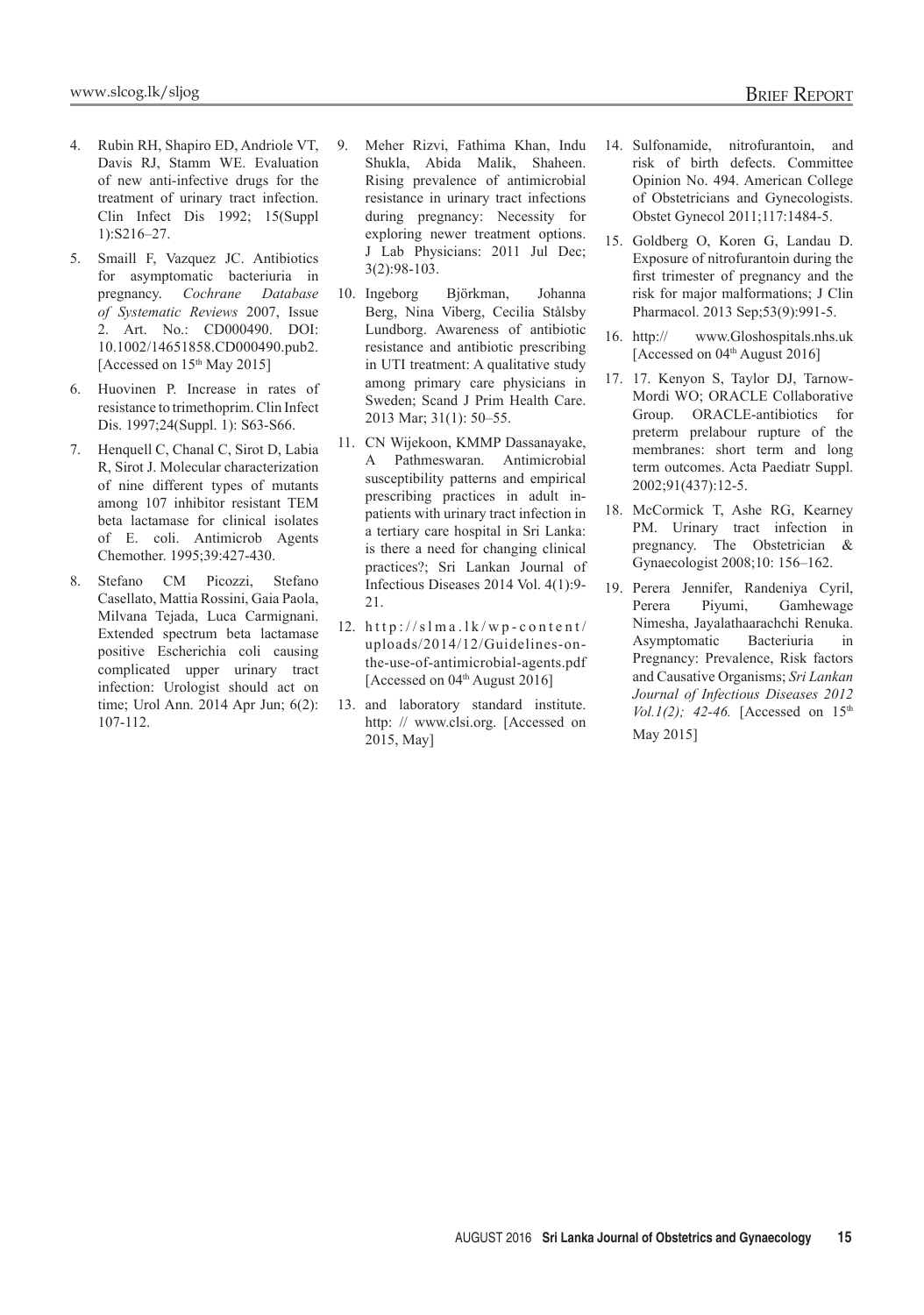4. Rubin RH, Shapiro ED, Andriole VT, Davis RJ, Stamm WE. Evaluation of new anti-infective drugs for the treatment of urinary tract infection. Clin Infect Dis 1992; 15(Suppl 1):S216–27.
5. Smaill F, Vazquez JC. Antibiotics for asymptomatic bacteriuria in pregnancy. *Cochrane Database of Systematic Reviews* 2007, Issue 2. Art. No.: CD000490. DOI: 10.1002/14651858.CD000490.pub2. [Accessed on 15th May 2015]
6. Huovinen P. Increase in rates of resistance to trimethoprim. Clin Infect Dis. 1997;24(Suppl. 1): S63-S66.
7. Henquell C, Chanal C, Sirot D, Labia R, Sirot J. Molecular characterization of nine different types of mutants among 107 inhibitor resistant TEM beta lactamase for clinical isolates of E. coli. Antimicrob Agents Chemother. 1995;39:427-430.
8. Stefano CM Picozzi, Stefano Casellato, Mattia Rossini, Gaia Paola, Milvana Tejada, Luca Carmignani. Extended spectrum beta lactamase positive Escherichia coli causing complicated upper urinary tract infection: Urologist should act on time; Urol Ann. 2014 Apr Jun; 6(2): 107-112.
9. Meher Rizvi, Fathima Khan, Indu Shukla, Abida Malik, Shaheen. Rising prevalence of antimicrobial resistance in urinary tract infections during pregnancy: Necessity for exploring newer treatment options. J Lab Physicians: 2011 Jul Dec; 3(2):98-103.
10. Ingeborg Björkman, Johanna Berg, Nina Viberg, Cecilia Stålsby Lundborg. Awareness of antibiotic resistance and antibiotic prescribing in UTI treatment: A qualitative study among primary care physicians in Sweden; Scand J Prim Health Care. 2013 Mar; 31(1): 50–55.
11. CN Wijekoon, KMMP Dassanayake, A Pathmeswaran. Antimicrobial susceptibility patterns and empirical prescribing practices in adult in-patients with urinary tract infection in a tertiary care hospital in Sri Lanka: is there a need for changing clinical practices?; Sri Lankan Journal of Infectious Diseases 2014 Vol. 4(1):9-21.
12. http://slma.lk/wp-content/uploads/2014/12/Guidelines-on-the-use-of-antimicrobial-agents.pdf [Accessed on 04th August 2016]
13. and laboratory standard institute. http: // www.clsi.org. [Accessed on 2015, May]
14. Sulfonamide, nitrofurantoin, and risk of birth defects. Committee Opinion No. 494. American College of Obstetricians and Gynecologists. Obstet Gynecol 2011;117:1484-5.
15. Goldberg O, Koren G, Landau D. Exposure of nitrofurantoin during the first trimester of pregnancy and the risk for major malformations; J Clin Pharmacol. 2013 Sep;53(9):991-5.
16. http:// www.Gloshospitals.nhs.uk [Accessed on 04th August 2016]
17. 17. Kenyon S, Taylor DJ, Tarnow-Mordi WO; ORACLE Collaborative Group. ORACLE-antibiotics for preterm prelabour rupture of the membranes: short term and long term outcomes. Acta Paediatr Suppl. 2002;91(437):12-5.
18. McCormick T, Ashe RG, Kearney PM. Urinary tract infection in pregnancy. The Obstetrician & Gynaecologist 2008;10: 156–162.
19. Perera Jennifer, Randeniya Cyril, Perera Piyumi, Gamhewage Nimesha, Jayalathaarachchi Renuka. Asymptomatic Bacteriuria in Pregnancy: Prevalence, Risk factors and Causative Organisms; *Sri Lankan Journal of Infectious Diseases 2012 Vol.1(2); 42-46.* [Accessed on 15th May 2015]